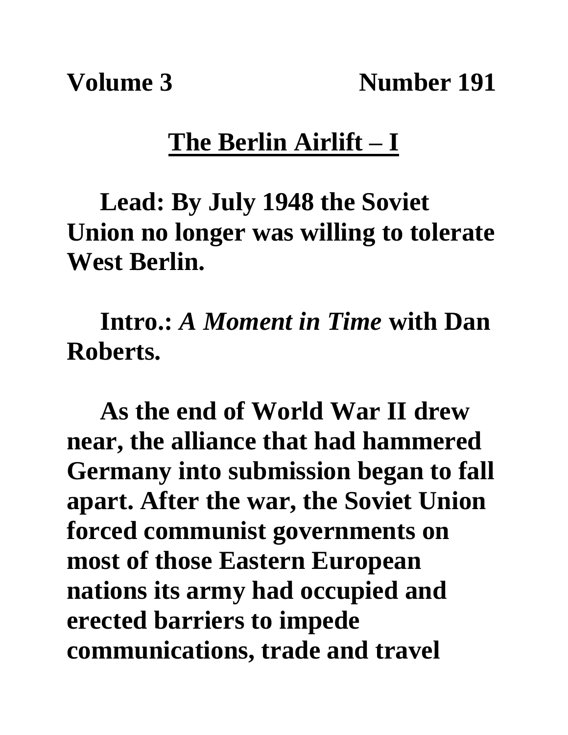**Volume 3 Number 191**

## The Berlin Airlift – I

**Lead: By July 1948 the Soviet Union no longer was willing to tolerate West Berlin.**

**Intro.:** ***A Moment in Time*** **with Dan Roberts.**

**As the end of World War II drew near, the alliance that had hammered Germany into submission began to fall apart. After the war, the Soviet Union forced communist governments on most of those Eastern European nations its army had occupied and erected barriers to impede communications, trade and travel**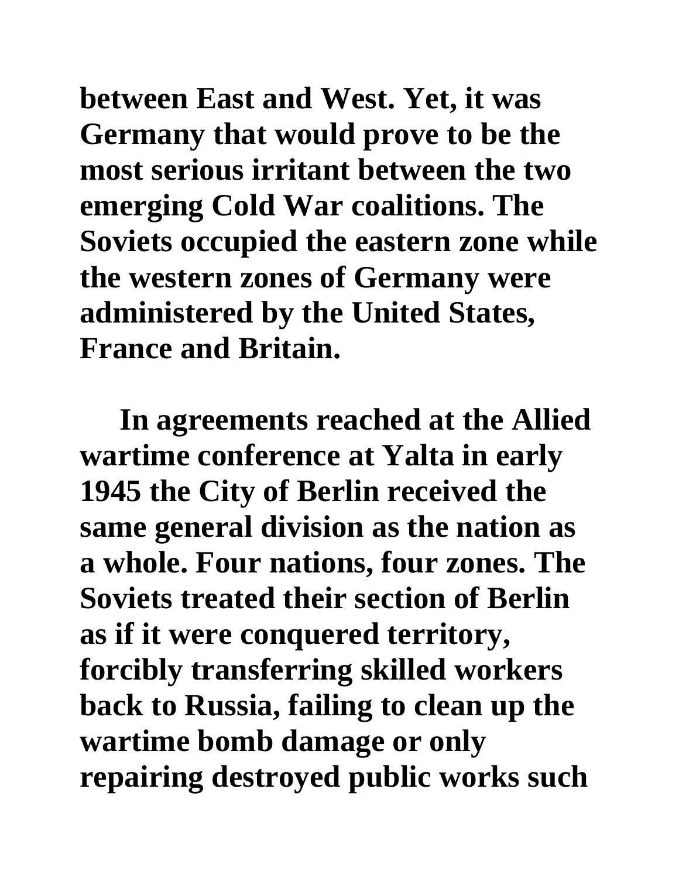between East and West. Yet, it was Germany that would prove to be the most serious irritant between the two emerging Cold War coalitions. The Soviets occupied the eastern zone while the western zones of Germany were administered by the United States, France and Britain.

In agreements reached at the Allied wartime conference at Yalta in early 1945 the City of Berlin received the same general division as the nation as a whole. Four nations, four zones. The Soviets treated their section of Berlin as if it were conquered territory, forcibly transferring skilled workers back to Russia, failing to clean up the wartime bomb damage or only repairing destroyed public works such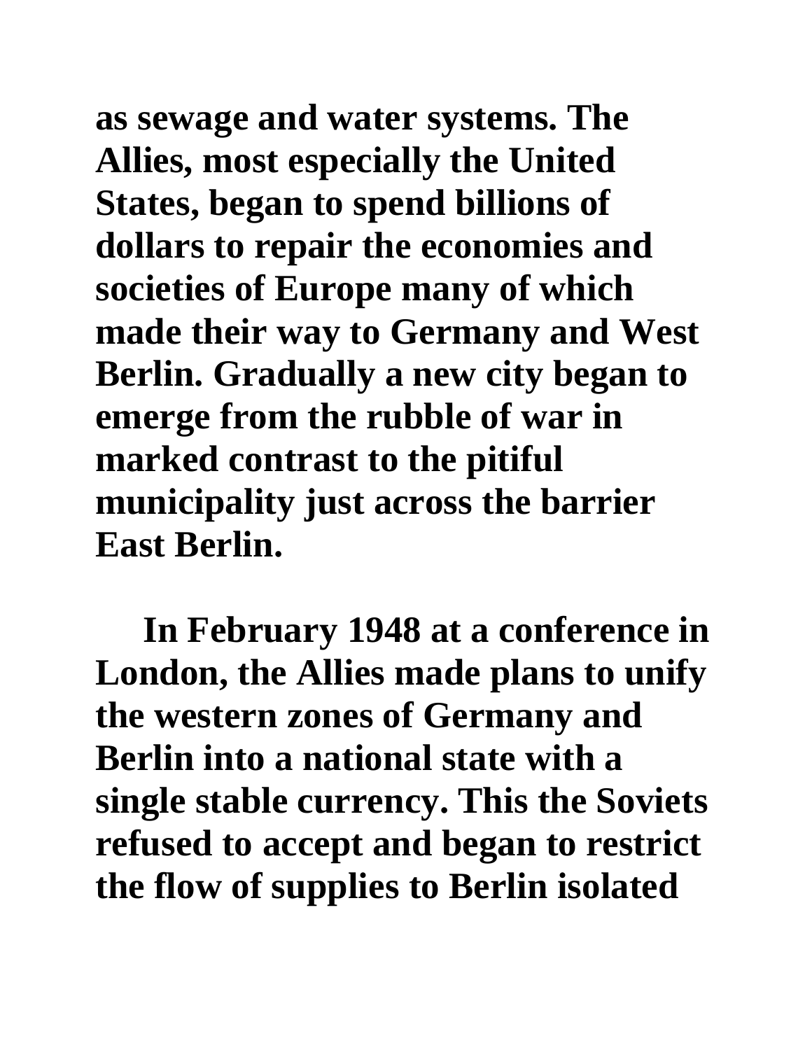**as sewage and water systems. The Allies, most especially the United States, began to spend billions of dollars to repair the economies and societies of Europe many of which made their way to Germany and West Berlin. Gradually a new city began to emerge from the rubble of war in marked contrast to the pitiful municipality just across the barrier East Berlin.**

**In February 1948 at a conference in London, the Allies made plans to unify the western zones of Germany and Berlin into a national state with a single stable currency. This the Soviets refused to accept and began to restrict the flow of supplies to Berlin isolated**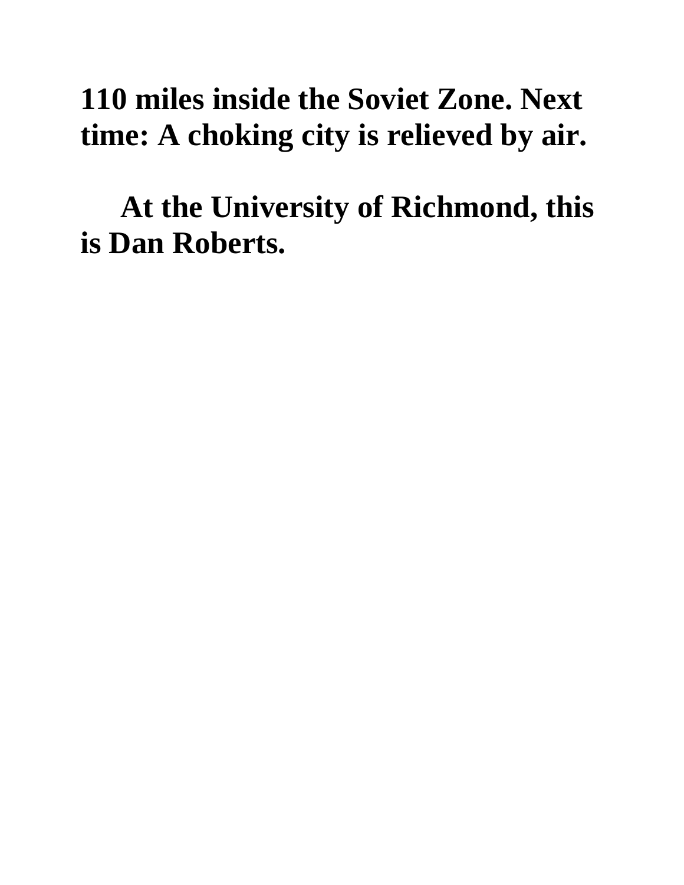**110 miles inside the Soviet Zone. Next time: A choking city is relieved by air.**

**At the University of Richmond, this is Dan Roberts.**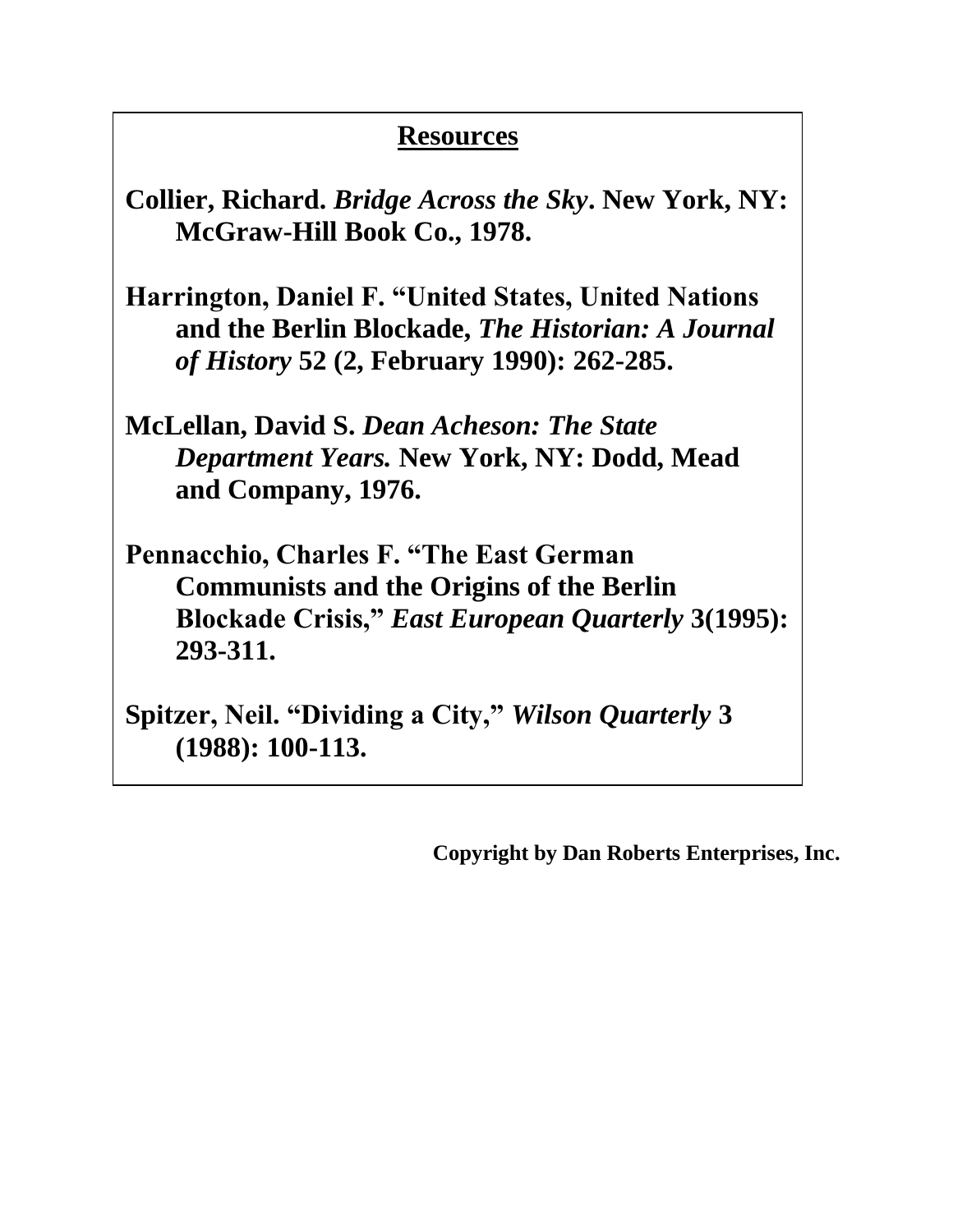## Resources

**Collier, Richard. *Bridge Across the Sky*. New York, NY: McGraw-Hill Book Co., 1978.**

**Harrington, Daniel F. "United States, United Nations and the Berlin Blockade, *The Historian: A Journal of History* 52 (2, February 1990): 262-285.**

**McLellan, David S. *Dean Acheson: The State Department Years.* New York, NY: Dodd, Mead and Company, 1976.**

**Pennacchio, Charles F. "The East German Communists and the Origins of the Berlin Blockade Crisis," *East European Quarterly* 3(1995): 293-311.**

**Spitzer, Neil. "Dividing a City," *Wilson Quarterly* 3 (1988): 100-113.**

**Copyright by Dan Roberts Enterprises, Inc.**